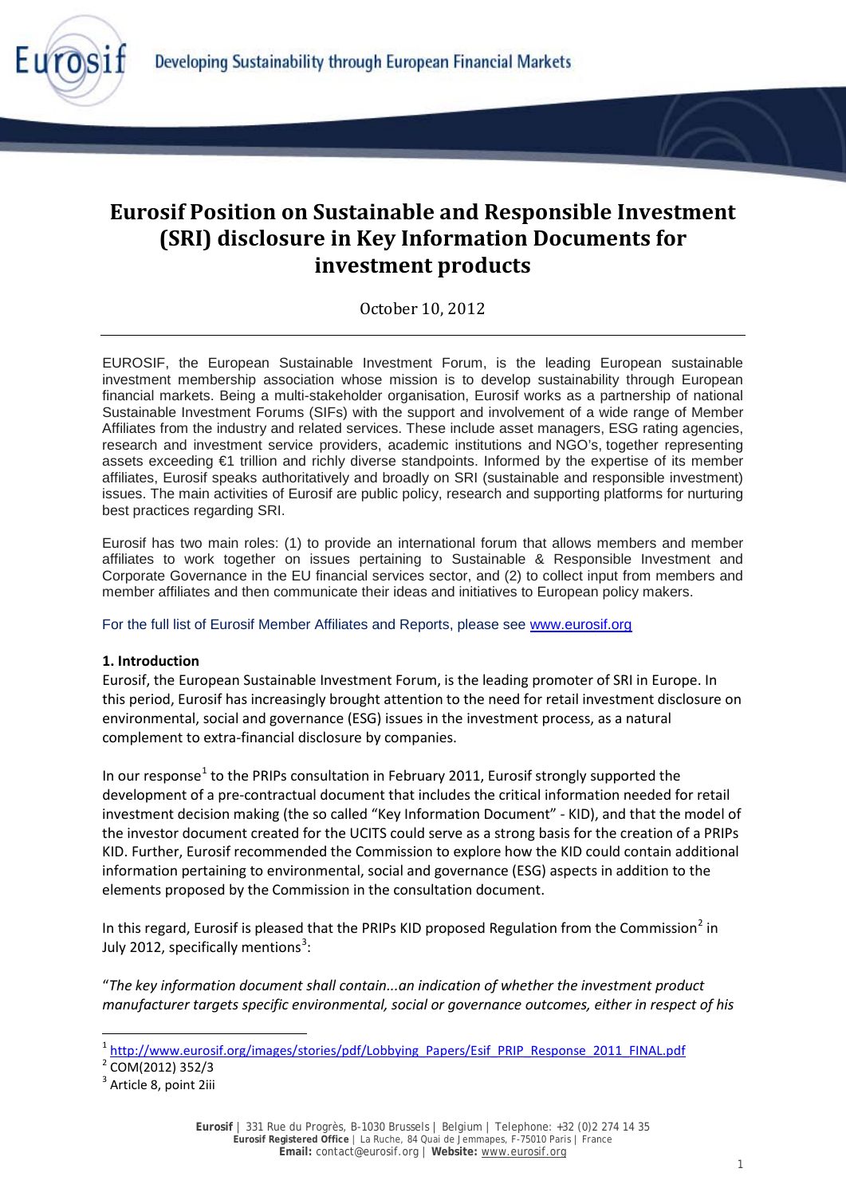# Eurosif Position on Sustainable and Responsible Investment (SRI) disclosure in Key Information Documents for investment products

October 10, 2012

EUROSIF, the European Sustainable Investment Forum, is the leading European sustainable investment membership association whose mission is to develop sustainability through European financial markets. Being a multi-stakeholder organisation, Eurosif works as a partnership of national Sustainable Investment Forums (SIFs) with the support and involvement of a wide range of Member Affiliates from the industry and related services. These include asset managers, ESG rating agencies, research and investment service providers, academic institutions and NGO's, together representing assets exceeding €1 trillion and richly diverse standpoints. Informed by the expertise of its member affiliates, Eurosif speaks authoritatively and broadly on SRI (sustainable and responsible investment) issues. The main activities of Eurosif are public policy, research and supporting platforms for nurturing best practices regarding SRI.

Eurosif has two main roles: (1) to provide an international forum that allows members and member affiliates to work together on issues pertaining to Sustainable & Responsible Investment and Corporate Governance in the EU financial services sector, and (2) to collect input from members and member affiliates and then communicate their ideas and initiatives to European policy makers.

For the full list of Eurosif Member Affiliates and Reports, please see www.eurosif.org

**1. Introduction**

Eurosif, the European Sustainable Investment Forum, is the leading promoter of SRI in Europe. In this period, Eurosif has increasingly brought attention to the need for retail investment disclosure on environmental, social and governance (ESG) issues in the investment process, as a natural complement to extra-financial disclosure by companies.

In our response[1] to the PRIPs consultation in February 2011, Eurosif strongly supported the development of a pre-contractual document that includes the critical information needed for retail investment decision making (the so called "Key Information Document" - KID), and that the model of the investor document created for the UCITS could serve as a strong basis for the creation of a PRIPs KID. Further, Eurosif recommended the Commission to explore how the KID could contain additional information pertaining to environmental, social and governance (ESG) aspects in addition to the elements proposed by the Commission in the consultation document.

In this regard, Eurosif is pleased that the PRIPs KID proposed Regulation from the Commission[2] in July 2012, specifically mentions[3]:

"*The key information document shall contain...an indication of whether the investment product manufacturer targets specific environmental, social or governance outcomes, either in respect of his*

[1] http://www.eurosif.org/images/stories/pdf/Lobbying_Papers/Esif_PRIP_Response_2011_FINAL.pdf

[2] COM(2012) 352/3

[3] Article 8, point 2iii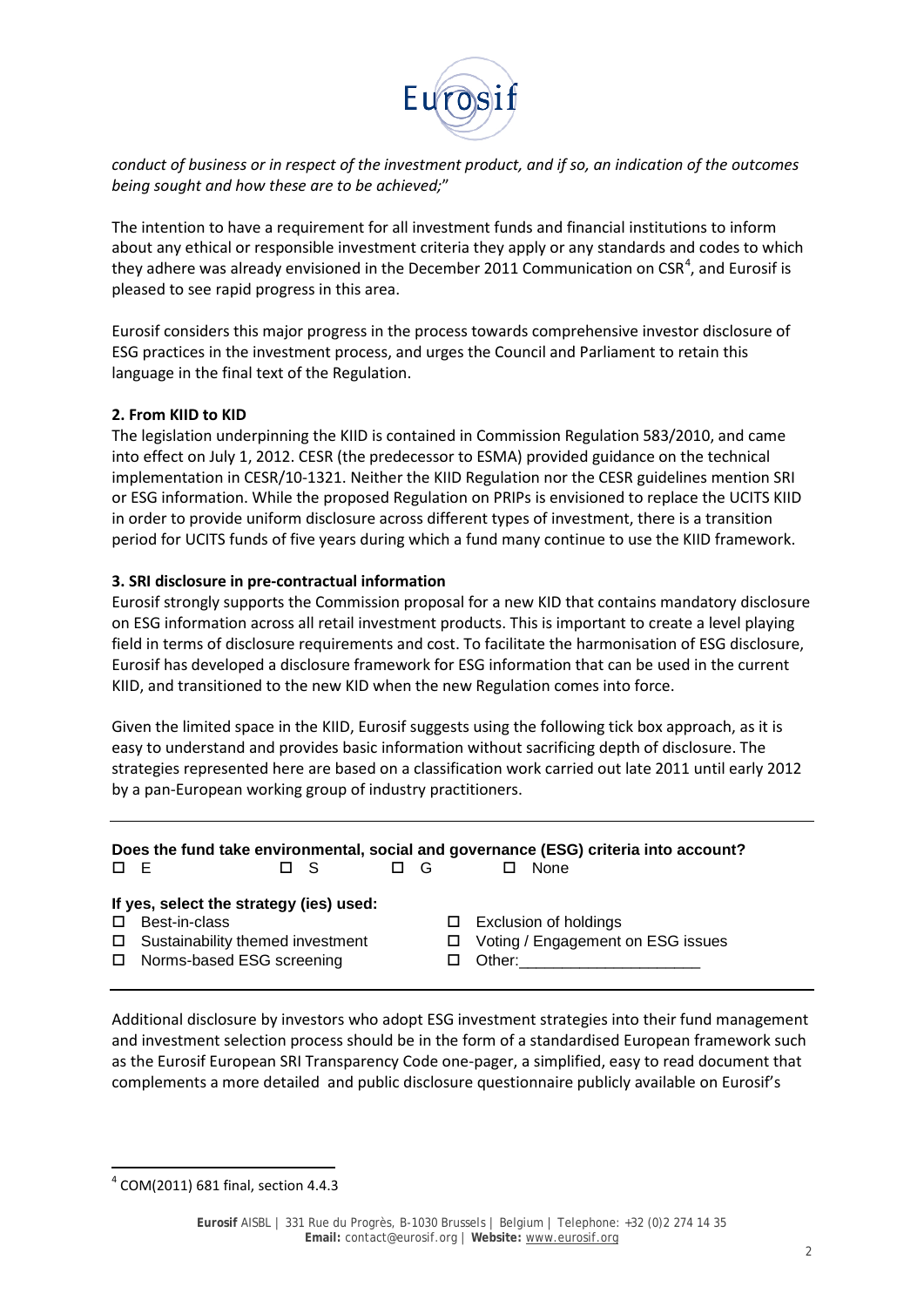*conduct of business or in respect of the investment product, and if so, an indication of the outcomes being sought and how these are to be achieved;*"

The intention to have a requirement for all investment funds and financial institutions to inform about any ethical or responsible investment criteria they apply or any standards and codes to which they adhere was already envisioned in the December 2011 Communication on CSR[4], and Eurosif is pleased to see rapid progress in this area.

Eurosif considers this major progress in the process towards comprehensive investor disclosure of ESG practices in the investment process, and urges the Council and Parliament to retain this language in the final text of the Regulation.

**2. From KIID to KID**

The legislation underpinning the KIID is contained in Commission Regulation 583/2010, and came into effect on July 1, 2012. CESR (the predecessor to ESMA) provided guidance on the technical implementation in CESR/10-1321. Neither the KIID Regulation nor the CESR guidelines mention SRI or ESG information. While the proposed Regulation on PRIPs is envisioned to replace the UCITS KIID in order to provide uniform disclosure across different types of investment, there is a transition period for UCITS funds of five years during which a fund many continue to use the KIID framework.

**3. SRI disclosure in pre-contractual information**

Eurosif strongly supports the Commission proposal for a new KID that contains mandatory disclosure on ESG information across all retail investment products. This is important to create a level playing field in terms of disclosure requirements and cost. To facilitate the harmonisation of ESG disclosure, Eurosif has developed a disclosure framework for ESG information that can be used in the current KIID, and transitioned to the new KID when the new Regulation comes into force.

Given the limited space in the KIID, Eurosif suggests using the following tick box approach, as it is easy to understand and provides basic information without sacrificing depth of disclosure. The strategies represented here are based on a classification work carried out late 2011 until early 2012 by a pan-European working group of industry practitioners.

---

**Does the fund take environmental, social and governance (ESG) criteria into account?**

☐ E ☐ S ☐ G ☐ None

**If yes, select the strategy (ies) used:**

- ☐ Best-in-class
- ☐ Sustainability themed investment
- ☐ Norms-based ESG screening
- ☐ Exclusion of holdings
- ☐ Voting / Engagement on ESG issues
- ☐ Other:\_\_\_\_\_\_\_\_\_\_\_\_\_\_\_\_\_\_\_\_\_\_

---

Additional disclosure by investors who adopt ESG investment strategies into their fund management and investment selection process should be in the form of a standardised European framework such as the Eurosif European SRI Transparency Code one-pager, a simplified, easy to read document that complements a more detailed and public disclosure questionnaire publicly available on Eurosif's

[4] COM(2011) 681 final, section 4.4.3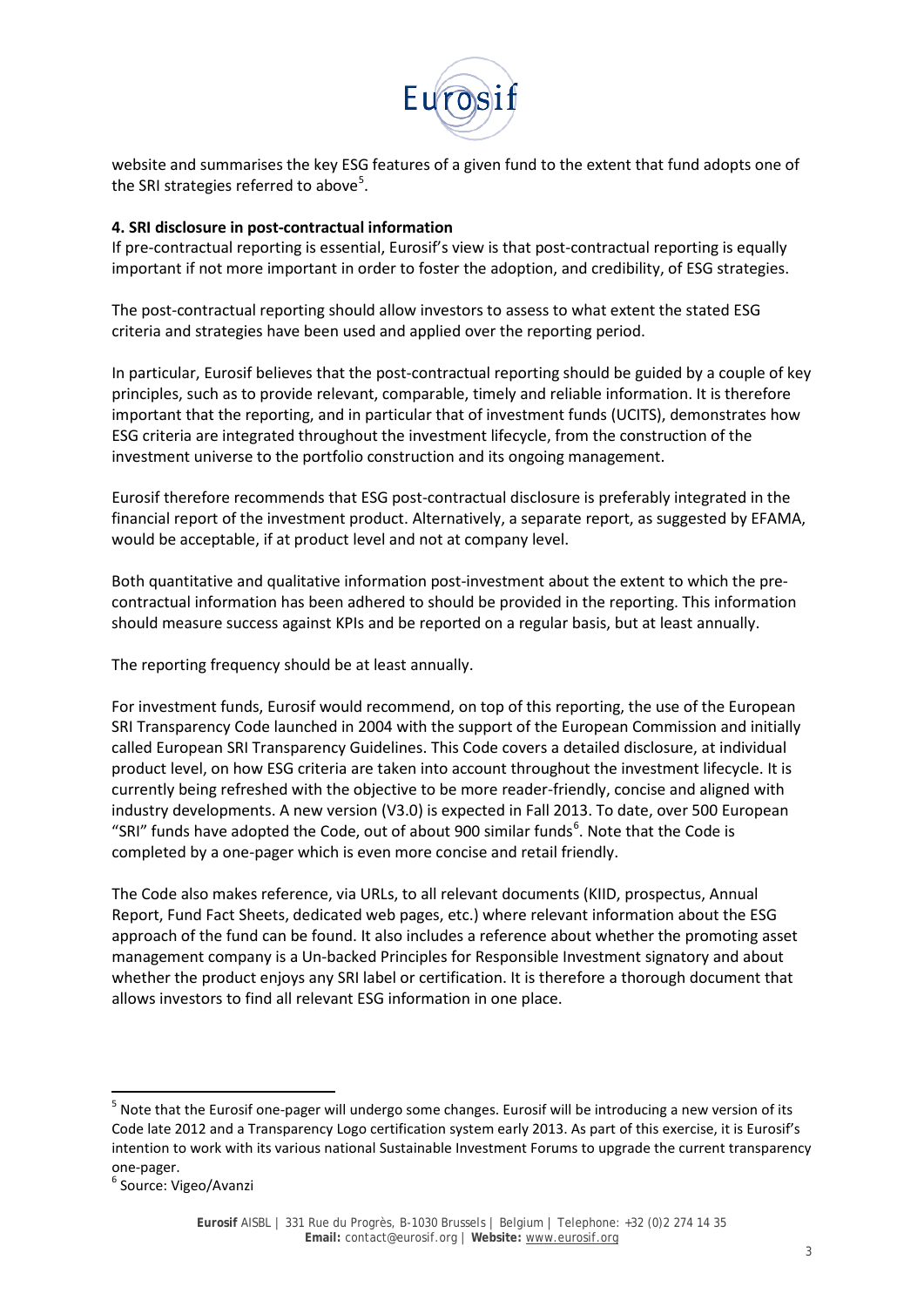website and summarises the key ESG features of a given fund to the extent that fund adopts one of the SRI strategies referred to above[5].

**4. SRI disclosure in post-contractual information**

If pre-contractual reporting is essential, Eurosif's view is that post-contractual reporting is equally important if not more important in order to foster the adoption, and credibility, of ESG strategies.

The post-contractual reporting should allow investors to assess to what extent the stated ESG criteria and strategies have been used and applied over the reporting period.

In particular, Eurosif believes that the post-contractual reporting should be guided by a couple of key principles, such as to provide relevant, comparable, timely and reliable information. It is therefore important that the reporting, and in particular that of investment funds (UCITS), demonstrates how ESG criteria are integrated throughout the investment lifecycle, from the construction of the investment universe to the portfolio construction and its ongoing management.

Eurosif therefore recommends that ESG post-contractual disclosure is preferably integrated in the financial report of the investment product. Alternatively, a separate report, as suggested by EFAMA, would be acceptable, if at product level and not at company level.

Both quantitative and qualitative information post-investment about the extent to which the pre-contractual information has been adhered to should be provided in the reporting. This information should measure success against KPIs and be reported on a regular basis, but at least annually.

The reporting frequency should be at least annually.

For investment funds, Eurosif would recommend, on top of this reporting, the use of the European SRI Transparency Code launched in 2004 with the support of the European Commission and initially called European SRI Transparency Guidelines. This Code covers a detailed disclosure, at individual product level, on how ESG criteria are taken into account throughout the investment lifecycle. It is currently being refreshed with the objective to be more reader-friendly, concise and aligned with industry developments. A new version (V3.0) is expected in Fall 2013. To date, over 500 European "SRI" funds have adopted the Code, out of about 900 similar funds[6]. Note that the Code is completed by a one-pager which is even more concise and retail friendly.

The Code also makes reference, via URLs, to all relevant documents (KIID, prospectus, Annual Report, Fund Fact Sheets, dedicated web pages, etc.) where relevant information about the ESG approach of the fund can be found. It also includes a reference about whether the promoting asset management company is a Un-backed Principles for Responsible Investment signatory and about whether the product enjoys any SRI label or certification. It is therefore a thorough document that allows investors to find all relevant ESG information in one place.

---

[5] Note that the Eurosif one-pager will undergo some changes. Eurosif will be introducing a new version of its Code late 2012 and a Transparency Logo certification system early 2013. As part of this exercise, it is Eurosif's intention to work with its various national Sustainable Investment Forums to upgrade the current transparency one-pager.

[6] Source: Vigeo/Avanzi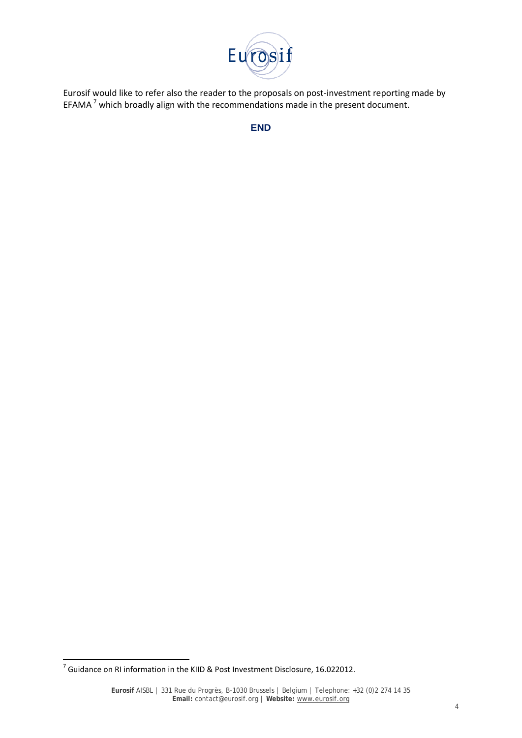Eurosif would like to refer also the reader to the proposals on post-investment reporting made by EFAMA [7] which broadly align with the recommendations made in the present document.

**END**

[7] Guidance on RI information in the KIID & Post Investment Disclosure, 16.022012.